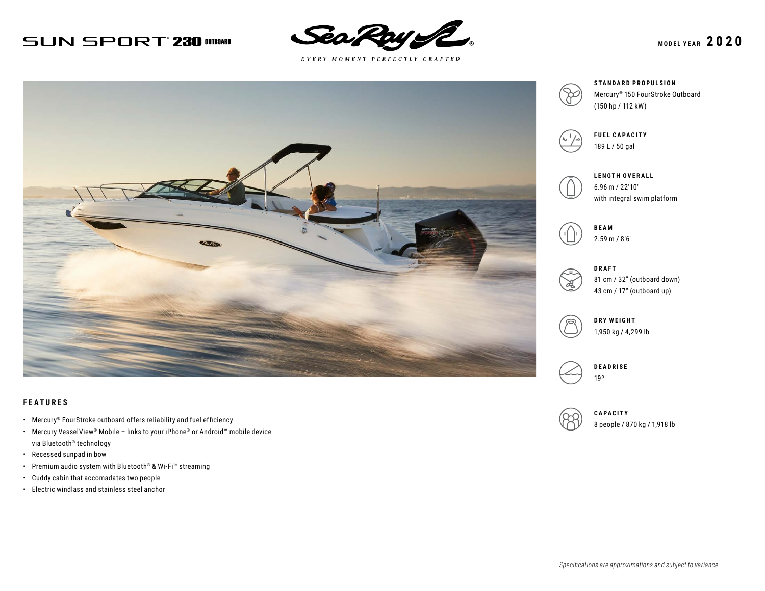# SUN SPORT® 230 OUTBOARD

Sea Ray®

*EVERY MOMENT PERFECTLY CRAFTED*

**MODEL YEAR 2020**

**STANDARD PROPULSION**
Mercury® 150 FourStroke Outboard (150 hp / 112 kW)

**FUEL CAPACITY**
189 L / 50 gal

**LENGTH OVERALL**
6.96 m / 22'10"
with integral swim platform

**BEAM**
2.59 m / 8'6"

**DRAFT**
81 cm / 32" (outboard down)
43 cm / 17" (outboard up)

**DRY WEIGHT**
1,950 kg / 4,299 lb

**DEADRISE**
19º

**CAPACITY**
8 people / 870 kg / 1,918 lb

## FEATURES

- Mercury® FourStroke outboard offers reliability and fuel efficiency
- Mercury VesselView® Mobile – links to your iPhone® or Android™ mobile device via Bluetooth® technology
- Recessed sunpad in bow
- Premium audio system with Bluetooth® & Wi-Fi™ streaming
- Cuddy cabin that accomadates two people
- Electric windlass and stainless steel anchor

*Specifications are approximations and subject to variance.*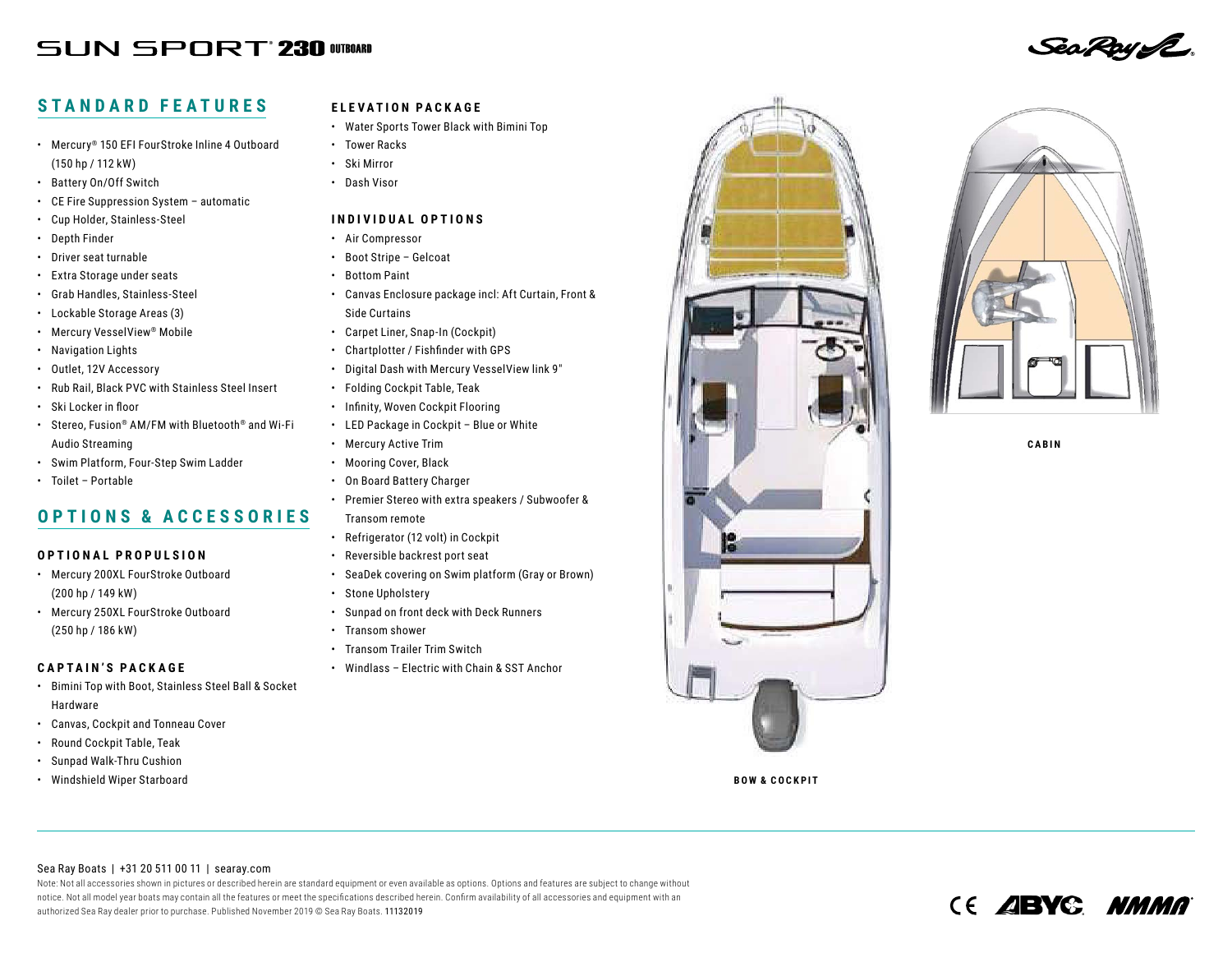# SUN SPORT® 230 OUTBOARD

## STANDARD FEATURES

- Mercury® 150 EFI FourStroke Inline 4 Outboard (150 hp / 112 kW)
- Battery On/Off Switch
- CE Fire Suppression System – automatic
- Cup Holder, Stainless-Steel
- Depth Finder
- Driver seat turnable
- Extra Storage under seats
- Grab Handles, Stainless-Steel
- Lockable Storage Areas (3)
- Mercury VesselView® Mobile
- Navigation Lights
- Outlet, 12V Accessory
- Rub Rail, Black PVC with Stainless Steel Insert
- Ski Locker in floor
- Stereo, Fusion® AM/FM with Bluetooth® and Wi-Fi Audio Streaming
- Swim Platform, Four-Step Swim Ladder
- Toilet – Portable

## OPTIONS & ACCESSORIES

### OPTIONAL PROPULSION

- Mercury 200XL FourStroke Outboard (200 hp / 149 kW)
- Mercury 250XL FourStroke Outboard (250 hp / 186 kW)

### CAPTAIN'S PACKAGE

- Bimini Top with Boot, Stainless Steel Ball & Socket Hardware
- Canvas, Cockpit and Tonneau Cover
- Round Cockpit Table, Teak
- Sunpad Walk-Thru Cushion
- Windshield Wiper Starboard

### ELEVATION PACKAGE

- Water Sports Tower Black with Bimini Top
- Tower Racks
- Ski Mirror
- Dash Visor

### INDIVIDUAL OPTIONS

- Air Compressor
- Boot Stripe – Gelcoat
- Bottom Paint
- Canvas Enclosure package incl: Aft Curtain, Front & Side Curtains
- Carpet Liner, Snap-In (Cockpit)
- Chartplotter / Fishfinder with GPS
- Digital Dash with Mercury VesselView link 9"
- Folding Cockpit Table, Teak
- Infinity, Woven Cockpit Flooring
- LED Package in Cockpit – Blue or White
- Mercury Active Trim
- Mooring Cover, Black
- On Board Battery Charger
- Premier Stereo with extra speakers / Subwoofer & Transom remote
- Refrigerator (12 volt) in Cockpit
- Reversible backrest port seat
- SeaDek covering on Swim platform (Gray or Brown)
- Stone Upholstery
- Sunpad on front deck with Deck Runners
- Transom shower
- Transom Trailer Trim Switch
- Windlass – Electric with Chain & SST Anchor

BOW & COCKPIT

CABIN

Sea Ray Boats | +31 20 511 00 11 | searay.com

Note: Not all accessories shown in pictures or described herein are standard equipment or even available as options. Options and features are subject to change without notice. Not all model year boats may contain all the features or meet the specifications described herein. Confirm availability of all accessories and equipment with an authorized Sea Ray dealer prior to purchase. Published November 2019 © Sea Ray Boats. 11132019